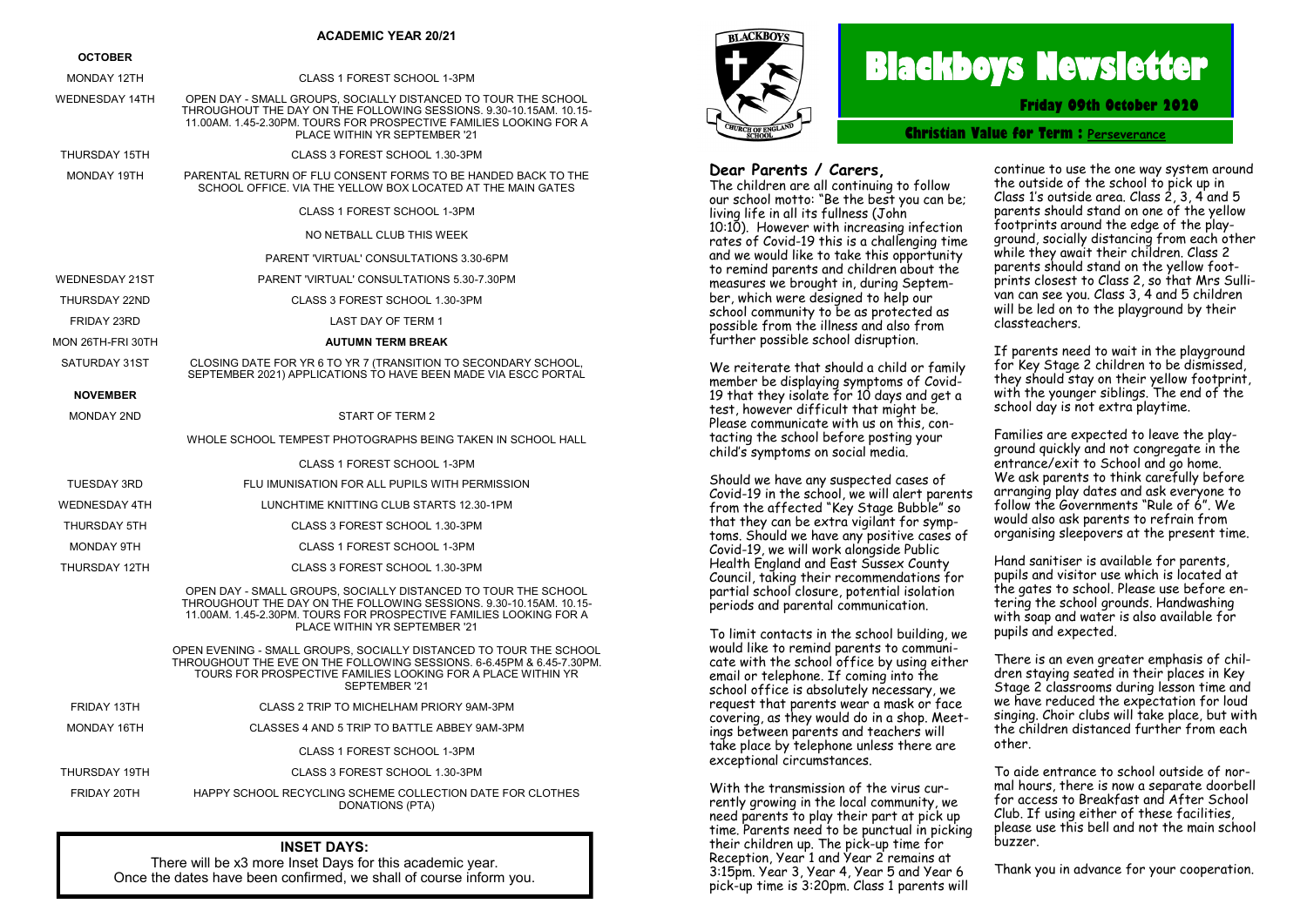# Blackboys Newsletter

**Friday 09th October 2020**

**Christian Value for Term : Perseverance**

## Dear Parents / Carers,

The children are all continuing to follow our school motto: "Be the best you can be; living life in all its fullness (John 10:10). However with increasing infection rates of Covid-19 this is a challenging time and we would like to take this opportunity to remind parents and children about the measures we brought in, during September, which were designed to help our school community to be as protected as possible from the illness and also from further possible school disruption.

We reiterate that should a child or family member be displaying symptoms of Covid-19 that they isolate for 10 days and get a test, however difficult that might be. Please communicate with us on this, contacting the school before posting your child's symptoms on social media.

Should we have any suspected cases of Covid-19 in the school, we will alert parents from the affected "Key Stage Bubble" so that they can be extra vigilant for symptoms. Should we have any positive cases of Covid-19, we will work alongside Public Health England and East Sussex County Council, taking their recommendations for partial school closure, potential isolation periods and parental communication.

To limit contacts in the school building, we would like to remind parents to communicate with the school office by using either email or telephone. If coming into the school office is absolutely necessary, we request that parents wear a mask or face covering, as they would do in a shop. Meetings between parents and teachers will take place by telephone unless there are exceptional circumstances.

With the transmission of the virus currently growing in the local community, we need parents to play their part at pick up time. Parents need to be punctual in picking their children up. The pick-up time for Reception, Year 1 and Year 2 remains at 3:15pm. Year 3, Year 4, Year 5 and Year 6 pick-up time is 3:20pm. Class 1 parents will continue to use the one way system around the outside of the school to pick up in Class 1's outside area. Class 2, 3, 4 and 5 parents should stand on one of the yellow footprints around the edge of the playground, socially distancing from each other while they await their children. Class 2 parents should stand on the yellow footprints closest to Class 2, so that Mrs Sullivan can see you. Class 3, 4 and 5 children will be led on to the playground by their classteachers.

If parents need to wait in the playground for Key Stage 2 children to be dismissed, they should stay on their yellow footprint, with the younger siblings. The end of the school day is not extra playtime.

Families are expected to leave the playground quickly and not congregate in the entrance/exit to School and go home. We ask parents to think carefully before arranging play dates and ask everyone to follow the Governments "Rule of 6". We would also ask parents to refrain from organising sleepovers at the present time.

Hand sanitiser is available for parents, pupils and visitor use which is located at the gates to school. Please use before entering the school grounds. Handwashing with soap and water is also available for pupils and expected.

There is an even greater emphasis of children staying seated in their places in Key Stage 2 classrooms during lesson time and we have reduced the expectation for loud singing. Choir clubs will take place, but with the children distanced further from each other.

To aide entrance to school outside of normal hours, there is now a separate doorbell for access to Breakfast and After School Club. If using either of these facilities, please use this bell and not the main school buzzer.

Thank you in advance for your cooperation.

## ACADEMIC YEAR 20/21

| **OCTOBER** | |
|---|---|
| MONDAY 12TH | CLASS 1 FOREST SCHOOL 1-3PM |
| WEDNESDAY 14TH | OPEN DAY - SMALL GROUPS, SOCIALLY DISTANCED TO TOUR THE SCHOOL THROUGHOUT THE DAY ON THE FOLLOWING SESSIONS. 9.30-10.15AM. 10.15-11.00AM. 1.45-2.30PM. TOURS FOR PROSPECTIVE FAMILIES LOOKING FOR A PLACE WITHIN YR SEPTEMBER '21 |
| THURSDAY 15TH | CLASS 3 FOREST SCHOOL 1.30-3PM |
| MONDAY 19TH | PARENTAL RETURN OF FLU CONSENT FORMS TO BE HANDED BACK TO THE SCHOOL OFFICE. VIA THE YELLOW BOX LOCATED AT THE MAIN GATES |
| | CLASS 1 FOREST SCHOOL 1-3PM |
| | NO NETBALL CLUB THIS WEEK |
| | PARENT 'VIRTUAL' CONSULTATIONS 3.30-6PM |
| WEDNESDAY 21ST | PARENT 'VIRTUAL' CONSULTATIONS 5.30-7.30PM |
| THURSDAY 22ND | CLASS 3 FOREST SCHOOL 1.30-3PM |
| FRIDAY 23RD | LAST DAY OF TERM 1 |
| MON 26TH-FRI 30TH | **AUTUMN TERM BREAK** |
| SATURDAY 31ST | CLOSING DATE FOR YR 6 TO YR 7 (TRANSITION TO SECONDARY SCHOOL, SEPTEMBER 2021) APPLICATIONS TO HAVE BEEN MADE VIA ESCC PORTAL |
| **NOVEMBER** | |
| MONDAY 2ND | START OF TERM 2 |
| | WHOLE SCHOOL TEMPEST PHOTOGRAPHS BEING TAKEN IN SCHOOL HALL |
| | CLASS 1 FOREST SCHOOL 1-3PM |
| TUESDAY 3RD | FLU IMUNISATION FOR ALL PUPILS WITH PERMISSION |
| WEDNESDAY 4TH | LUNCHTIME KNITTING CLUB STARTS 12.30-1PM |
| THURSDAY 5TH | CLASS 3 FOREST SCHOOL 1.30-3PM |
| MONDAY 9TH | CLASS 1 FOREST SCHOOL 1-3PM |
| THURSDAY 12TH | CLASS 3 FOREST SCHOOL 1.30-3PM |
| | OPEN DAY - SMALL GROUPS, SOCIALLY DISTANCED TO TOUR THE SCHOOL THROUGHOUT THE DAY ON THE FOLLOWING SESSIONS. 9.30-10.15AM. 10.15-11.00AM. 1.45-2.30PM. TOURS FOR PROSPECTIVE FAMILIES LOOKING FOR A PLACE WITHIN YR SEPTEMBER '21 |
| | OPEN EVENING - SMALL GROUPS, SOCIALLY DISTANCED TO TOUR THE SCHOOL THROUGHOUT THE EVE ON THE FOLLOWING SESSIONS. 6-6.45PM & 6.45-7.30PM. TOURS FOR PROSPECTIVE FAMILIES LOOKING FOR A PLACE WITHIN YR SEPTEMBER '21 |
| FRIDAY 13TH | CLASS 2 TRIP TO MICHELHAM PRIORY 9AM-3PM |
| MONDAY 16TH | CLASSES 4 AND 5 TRIP TO BATTLE ABBEY 9AM-3PM |
| | CLASS 1 FOREST SCHOOL 1-3PM |
| THURSDAY 19TH | CLASS 3 FOREST SCHOOL 1.30-3PM |
| FRIDAY 20TH | HAPPY SCHOOL RECYCLING SCHEME COLLECTION DATE FOR CLOTHES DONATIONS (PTA) |

**INSET DAYS:**

There will be x3 more Inset Days for this academic year.
Once the dates have been confirmed, we shall of course inform you.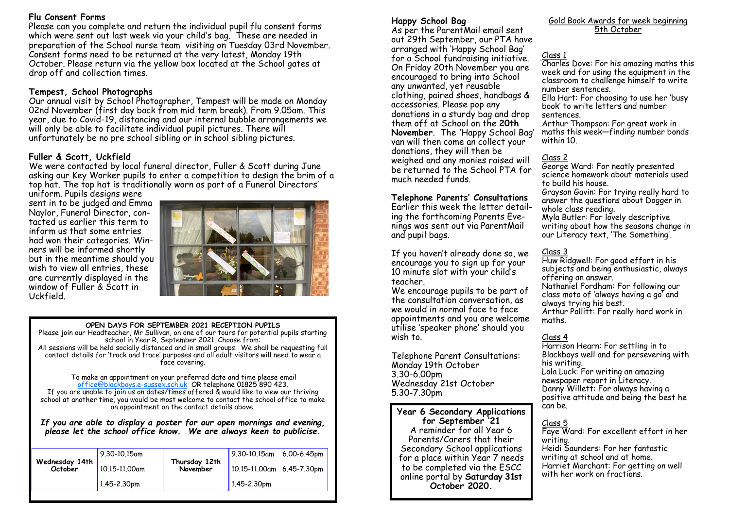### Flu Consent Forms

Please can you complete and return the individual pupil flu consent forms which were sent out last week via your child's bag. These are needed in preparation of the School nurse team visiting on Tuesday 03rd November. Consent forms need to be returned at the very latest, Monday 19th October. Please return via the yellow box located at the School gates at drop off and collection times.

### Tempest, School Photographs

Our annual visit by School Photographer, Tempest will be made on Monday 02nd November (first day back from mid term break). From 9.05am. This year, due to Covid-19, distancing and our internal bubble arrangements we will only be able to facilitate individual pupil pictures. There will unfortunately be no pre school sibling or in school sibling pictures.

### Fuller & Scott, Uckfield

We were contacted by local funeral director, Fuller & Scott during June asking our Key Worker pupils to enter a competition to design the brim of a top hat. The top hat is traditionally worn as part of a Funeral Directors' uniform. Pupils designs were sent in to be judged and Emma Naylor, Funeral Director, contacted us earlier this term to inform us that some entries had won their categories. Winners will be informed shortly but in the meantime should you wish to view all entries, these are currently displayed in the window of Fuller & Scott in Uckfield.

**OPEN DAYS FOR SEPTEMBER 2021 RECEPTION PUPILS**

Please join our Headteacher, Mr Sullivan, on one of our tours for potential pupils starting school in Year R, September 2021. Choose from:

All sessions will be held socially distanced and in small groups. We shall be requesting full contact details for 'track and trace' purposes and all adult visitors will need to wear a face covering.

To make an appointment on your preferred date and time please email office@blackboys.e-sussex.sch.uk OR telephone 01825 890 423.
If you are unable to join us on dates/times offered & would like to view our thriving school at another time, you would be most welcome to contact the school office to make an appointment on the contact details above.

***If you are able to display a poster for our open mornings and evening, please let the school office know. We are always keen to publicise.***

| | | | | |
|---|---|---|---|---|
| **Wednesday 14th October** | 9.30-10.15am | **Thursday 12th November** | 9.30-10.15am | 6.00-6.45pm |
| | 10.15-11.00am | | 10.15-11.00am | 6.45-7.30pm |
| | 1.45-2.30pm | | 1.45-2.30pm | |

### Happy School Bag

As per the ParentMail email sent out 29th September, our PTA have arranged with 'Happy School Bag' for a School fundraising initiative. On Friday 20th November you are encouraged to bring into School any unwanted, yet reusable clothing, paired shoes, handbags & accessories. Please pop any donations in a sturdy bag and drop them off at School on the **20th November**. The 'Happy School Bag' van will then come an collect your donations, they will then be weighed and any monies raised will be returned to the School PTA for much needed funds.

### Telephone Parents' Consultations

Earlier this week the letter detailing the forthcoming Parents Evenings was sent out via ParentMail and pupil bags.

If you haven't already done so, we encourage you to sign up for your 10 minute slot with your child's teacher.
We encourage pupils to be part of the consultation conversation, as we would in normal face to face appointments and you are welcome utilise 'speaker phone' should you wish to.

Telephone Parent Consultations:
Monday 19th October
3.30-6.00pm
Wednesday 21st October
5.30-7.30pm

**Year 6 Secondary Applications for September '21**

A reminder for all Year 6 Parents/Carers that their Secondary School applications for a place within Year 7 needs to be completed via the ESCC online portal by **Saturday 31st October 2020.**

### Gold Book Awards for week beginning 5th October

**Class 1**

Charles Dove: For his amazing maths this week and for using the equipment in the classroom to challenge himself to write number sentences.
Ella Hart: For choosing to use her 'busy book' to write letters and number sentences.
Arthur Thompson: For great work in maths this week—finding number bonds within 10.

**Class 2**

George Ward: For neatly presented science homework about materials used to build his house.
Grayson Gavin: For trying really hard to answer the questions about Dogger in whole class reading.
Myla Butler: For lovely descriptive writing about how the seasons change in our Literacy text, 'The Something'.

**Class 3**

Huw Ridgwell: For good effort in his subjects and being enthusiastic, always offering an answer.
Nathaniel Fordham: For following our class moto of 'always having a go' and always trying his best.
Arthur Pollitt: For really hard work in maths.

**Class 4**

Harrison Hearn: For settling in to Blackboys well and for persevering with his writing.
Lola Luck: For writing an amazing newspaper report in Literacy.
Danny Willett: For always having a positive attitude and being the best he can be.

**Class 5**

Faye Ward: For excellent effort in her writing.
Heidi Saunders: For her fantastic writing at school and at home.
Harriet Marchant: For getting on well with her work on fractions.